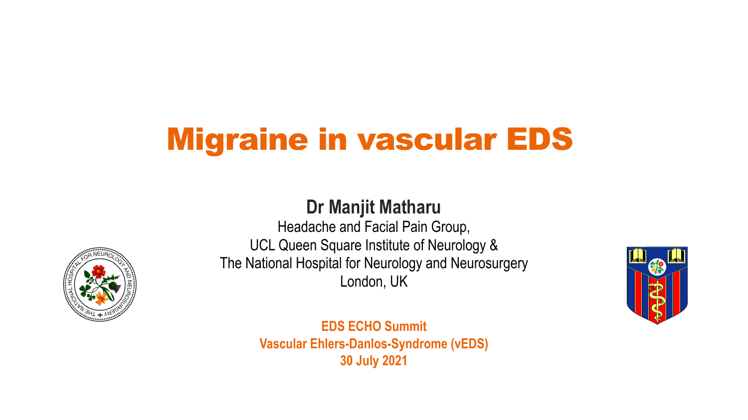# Migraine in vascular EDS

**Dr Manjit Matharu**

Headache and Facial Pain Group,
UCL Queen Square Institute of Neurology &
The National Hospital for Neurology and Neurosurgery
London, UK

**EDS ECHO Summit**
**Vascular Ehlers-Danlos-Syndrome (vEDS)**
**30 July 2021**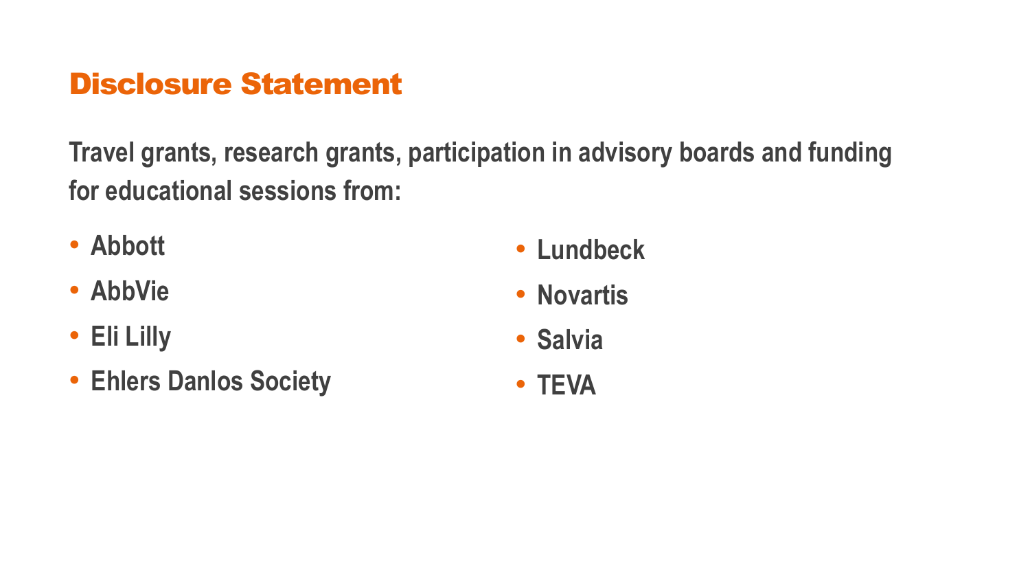# Disclosure Statement

**Travel grants, research grants, participation in advisory boards and funding for educational sessions from:**

- Abbott
- AbbVie
- Eli Lilly
- Ehlers Danlos Society
- Lundbeck
- Novartis
- Salvia
- TEVA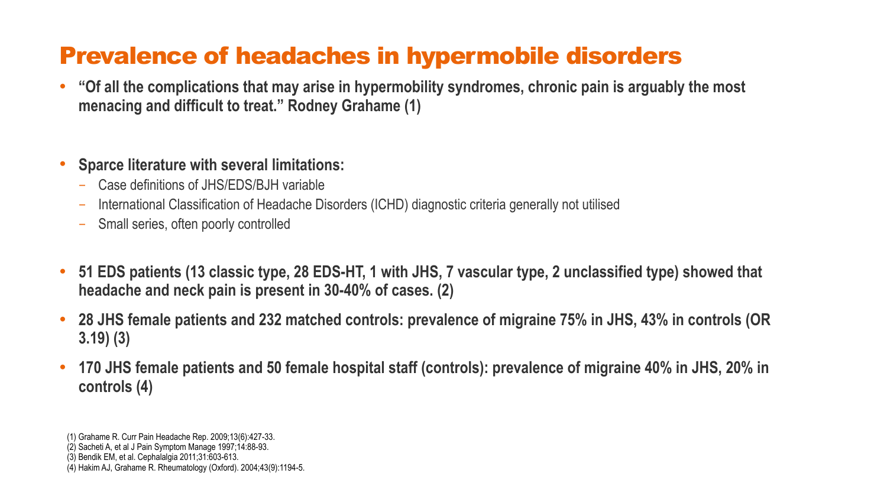# Prevalence of headaches in hypermobile disorders

- **"Of all the complications that may arise in hypermobility syndromes, chronic pain is arguably the most menacing and difficult to treat." Rodney Grahame (1)**

- **Sparce literature with several limitations:**
  - Case definitions of JHS/EDS/BJH variable
  - International Classification of Headache Disorders (ICHD) diagnostic criteria generally not utilised
  - Small series, often poorly controlled

- **51 EDS patients (13 classic type, 28 EDS-HT, 1 with JHS, 7 vascular type, 2 unclassified type) showed that headache and neck pain is present in 30-40% of cases. (2)**
- **28 JHS female patients and 232 matched controls: prevalence of migraine 75% in JHS, 43% in controls (OR 3.19) (3)**
- **170 JHS female patients and 50 female hospital staff (controls): prevalence of migraine 40% in JHS, 20% in controls (4)**

(1) Grahame R. Curr Pain Headache Rep. 2009;13(6):427-33.
(2) Sacheti A, et al J Pain Symptom Manage 1997;14:88-93.
(3) Bendik EM, et al. Cephalalgia 2011;31:603-613.
(4) Hakim AJ, Grahame R. Rheumatology (Oxford). 2004;43(9):1194-5.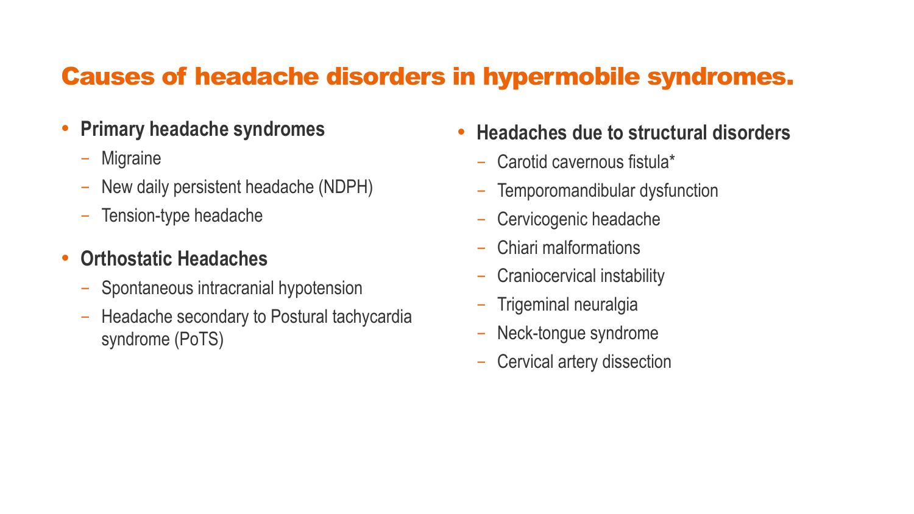# Causes of headache disorders in hypermobile syndromes.

- **Primary headache syndromes**
  - Migraine
  - New daily persistent headache (NDPH)
  - Tension-type headache
- **Orthostatic Headaches**
  - Spontaneous intracranial hypotension
  - Headache secondary to Postural tachycardia syndrome (PoTS)
- **Headaches due to structural disorders**
  - Carotid cavernous fistula*
  - Temporomandibular dysfunction
  - Cervicogenic headache
  - Chiari malformations
  - Craniocervical instability
  - Trigeminal neuralgia
  - Neck-tongue syndrome
  - Cervical artery dissection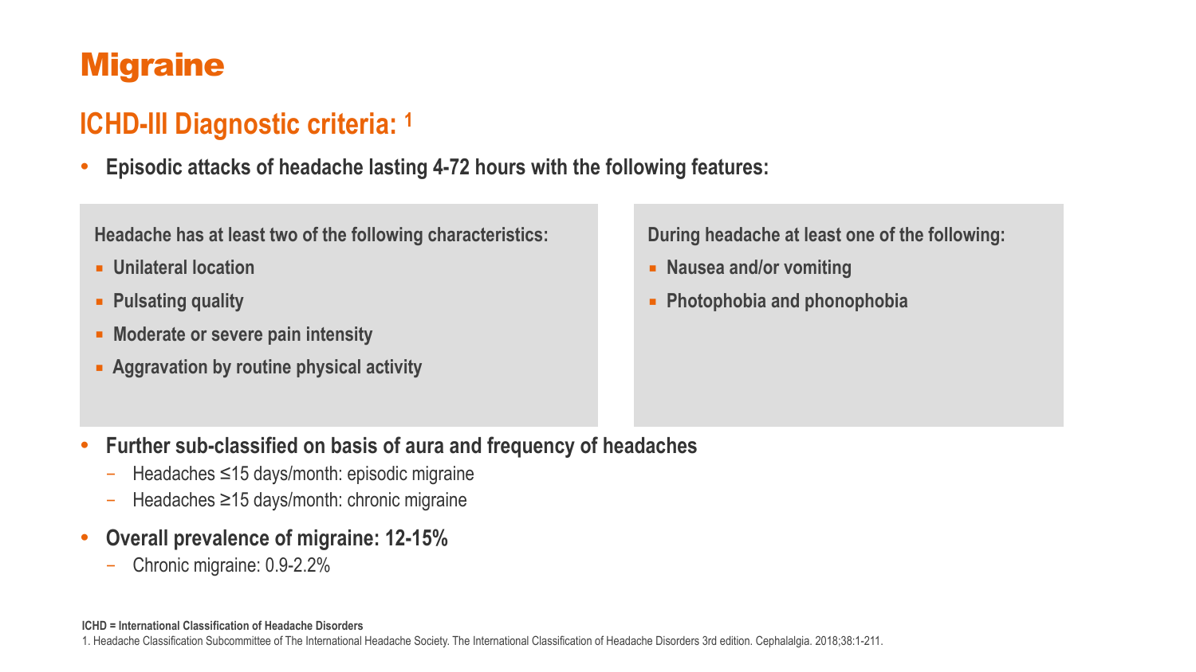# Migraine

## ICHD-III Diagnostic criteria: [1]

- **Episodic attacks of headache lasting 4-72 hours with the following features:**

**Headache has at least two of the following characteristics:**

- **Unilateral location**
- **Pulsating quality**
- **Moderate or severe pain intensity**
- **Aggravation by routine physical activity**

**During headache at least one of the following:**

- **Nausea and/or vomiting**
- **Photophobia and phonophobia**

- **Further sub-classified on basis of aura and frequency of headaches**
  - Headaches ≤15 days/month: episodic migraine
  - Headaches ≥15 days/month: chronic migraine
- **Overall prevalence of migraine: 12-15%**
  - Chronic migraine: 0.9-2.2%

**ICHD = International Classification of Headache Disorders**

1. Headache Classification Subcommittee of The International Headache Society. The International Classification of Headache Disorders 3rd edition. Cephalalgia. 2018;38:1-211.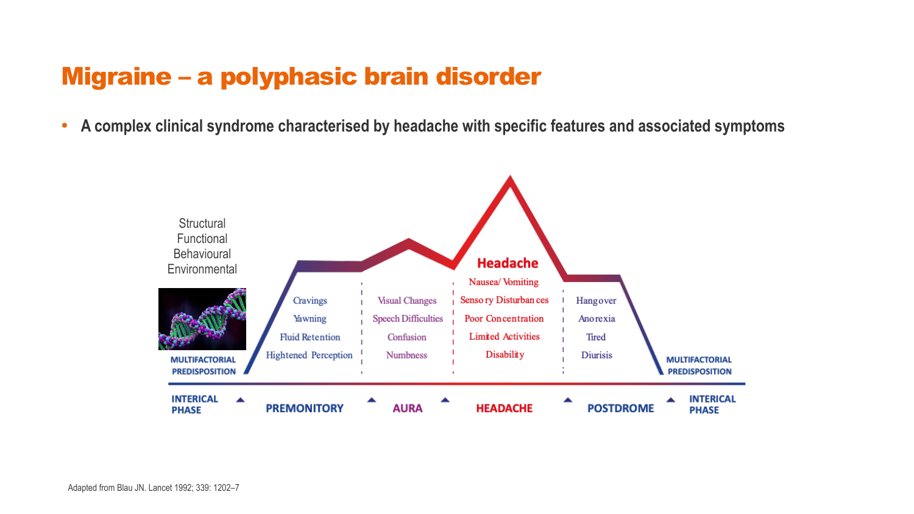# Migraine – a polyphasic brain disorder

- **A complex clinical syndrome characterised by headache with specific features and associated symptoms**

Structural
Functional
Behavioural
Environmental

MULTIFACTORIAL PREDISPOSITION

| INTERICAL PHASE | PREMONITORY | AURA | HEADACHE | POSTDROME | INTERICAL PHASE |
|---|---|---|---|---|---|
| | Cravings | Visual Changes | Headache | Hangover | |
| | Yawning | Speech Difficulties | Nausea/ Vomiting | Anorexia | |
| | Fluid Retention | Confusion | Sensory Disturbances | Tired | |
| | Hightened Perception | Numbness | Poor Concentration | Diurisis | |
| | | | Limited Activities | | |
| | | | Disability | | |

MULTIFACTORIAL PREDISPOSITION

Adapted from Blau JN. Lancet 1992; 339: 1202–7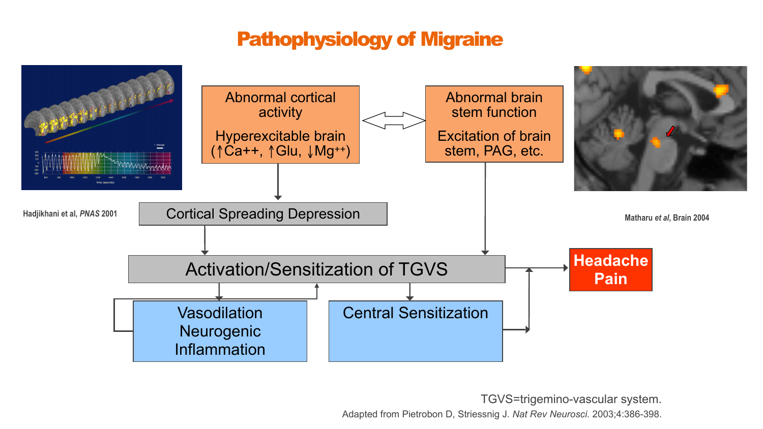# Pathophysiology of Migraine

Hadjikhani et al, *PNAS* 2001

Matharu *et al*, Brain 2004

**Abnormal cortical activity**

Hyperexcitable brain ($\uparrow Ca^{++}$, $\uparrow Glu$, $\downarrow Mg^{++}$)

**Abnormal brain stem function**

Excitation of brain stem, PAG, etc.

Cortical Spreading Depression

Activation/Sensitization of TGVS

Vasodilation Neurogenic Inflammation

Central Sensitization

**Headache Pain**

TGVS=trigemino-vascular system.

Adapted from Pietrobon D, Striessnig J. *Nat Rev Neurosci.* 2003;4:386-398.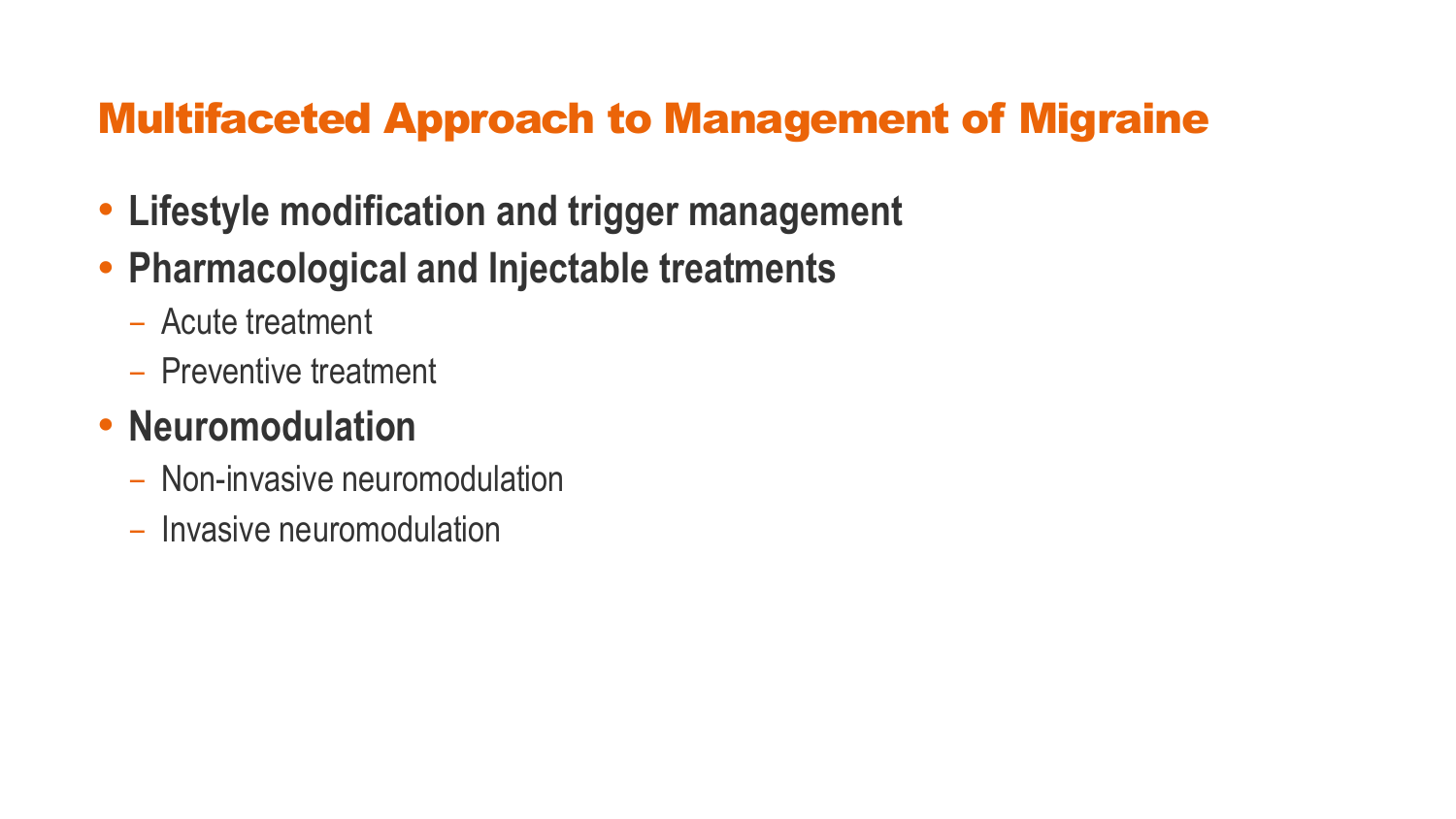# Multifaceted Approach to Management of Migraine

- **Lifestyle modification and trigger management**
- **Pharmacological and Injectable treatments**
  - Acute treatment
  - Preventive treatment
- **Neuromodulation**
  - Non-invasive neuromodulation
  - Invasive neuromodulation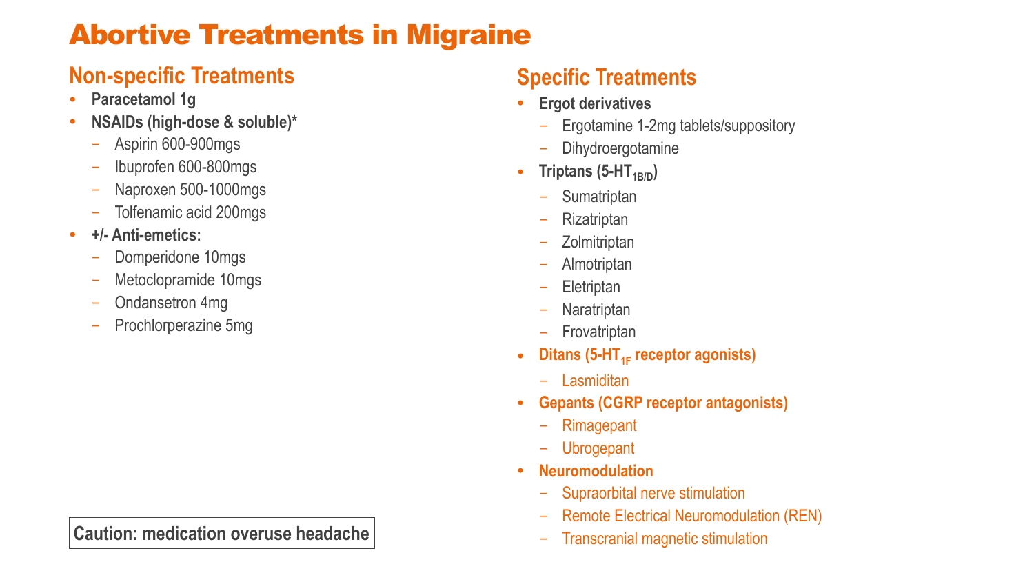# Abortive Treatments in Migraine

## Non-specific Treatments

- **Paracetamol 1g**
- **NSAIDs (high-dose & soluble)***
  - Aspirin 600-900mgs
  - Ibuprofen 600-800mgs
  - Naproxen 500-1000mgs
  - Tolfenamic acid 200mgs
- **+/- Anti-emetics:**
  - Domperidone 10mgs
  - Metoclopramide 10mgs
  - Ondansetron 4mg
  - Prochlorperazine 5mg

**Caution: medication overuse headache**

## Specific Treatments

- **Ergot derivatives**
  - Ergotamine 1-2mg tablets/suppository
  - Dihydroergotamine
- **Triptans (5-HT$_{1B/D}$)**
  - Sumatriptan
  - Rizatriptan
  - Zolmitriptan
  - Almotriptan
  - Eletriptan
  - Naratriptan
  - Frovatriptan
- **Ditans (5-HT$_{1F}$ receptor agonists)**
  - Lasmiditan
- **Gepants (CGRP receptor antagonists)**
  - Rimagepant
  - Ubrogepant
- **Neuromodulation**
  - Supraorbital nerve stimulation
  - Remote Electrical Neuromodulation (REN)
  - Transcranial magnetic stimulation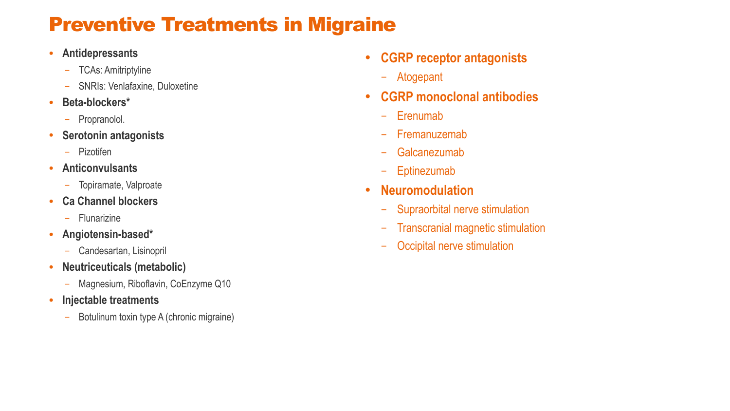# Preventive Treatments in Migraine

- **Antidepressants**
  - TCAs: Amitriptyline
  - SNRIs: Venlafaxine, Duloxetine
- **Beta-blockers***
  - Propranolol.
- **Serotonin antagonists**
  - Pizotifen
- **Anticonvulsants**
  - Topiramate, Valproate
- **Ca Channel blockers**
  - Flunarizine
- **Angiotensin-based***
  - Candesartan, Lisinopril
- **Neutriceuticals (metabolic)**
  - Magnesium, Riboflavin, CoEnzyme Q10
- **Injectable treatments**
  - Botulinum toxin type A (chronic migraine)

- **CGRP receptor antagonists**
  - Atogepant
- **CGRP monoclonal antibodies**
  - Erenumab
  - Fremanuzemab
  - Galcanezumab
  - Eptinezumab
- **Neuromodulation**
  - Supraorbital nerve stimulation
  - Transcranial magnetic stimulation
  - Occipital nerve stimulation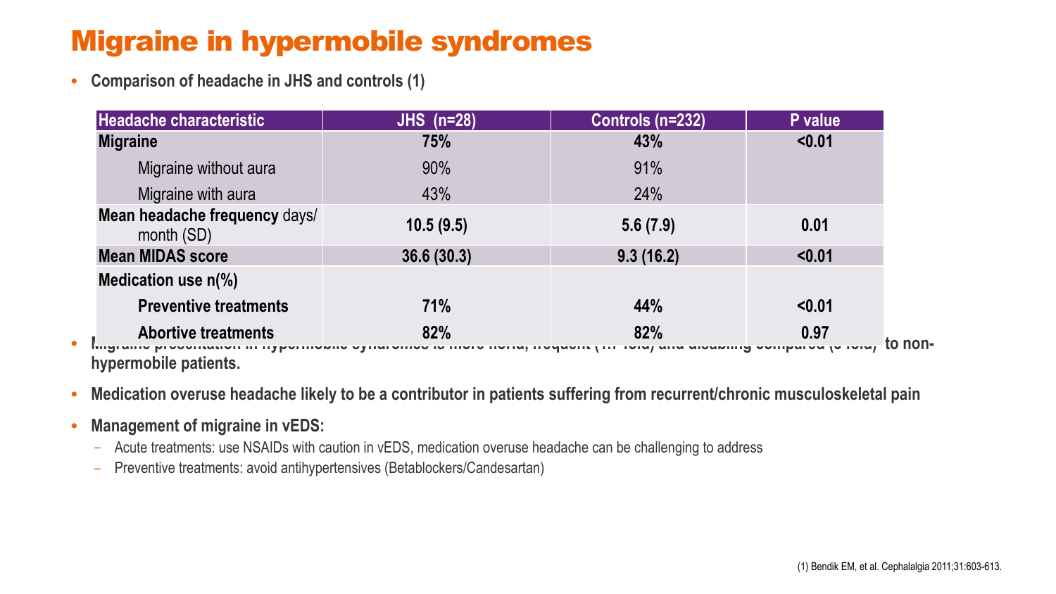# Migraine in hypermobile syndromes

- **Comparison of headache in JHS and controls (1)**

| Headache characteristic | JHS (n=28) | Controls (n=232) | P value |
|---|---|---|---|
| **Migraine** | **75%** | **43%** | **<0.01** |
| Migraine without aura | 90% | 91% | |
| Migraine with aura | 43% | 24% | |
| **Mean headache frequency** days/ month (SD) | **10.5 (9.5)** | **5.6 (7.9)** | **0.01** |
| **Mean MIDAS score** | **36.6 (30.3)** | **9.3 (16.2)** | **<0.01** |
| **Medication use n(%)** | | | |
| **Preventive treatments** | **71%** | **44%** | **<0.01** |
| **Abortive treatments** | **82%** | **82%** | **0.97** |

- **Migraine presentation in hypermobile syndromes is more florid, frequent (1.7-fold) and disabling compared (3-fold) to non-hypermobile patients.**
- **Medication overuse headache likely to be a contributor in patients suffering from recurrent/chronic musculoskeletal pain**
- **Management of migraine in vEDS:**
  - Acute treatments: use NSAIDs with caution in vEDS, medication overuse headache can be challenging to address
  - Preventive treatments: avoid antihypertensives (Betablockers/Candesartan)

(1) Bendik EM, et al. Cephalalgia 2011;31:603-613.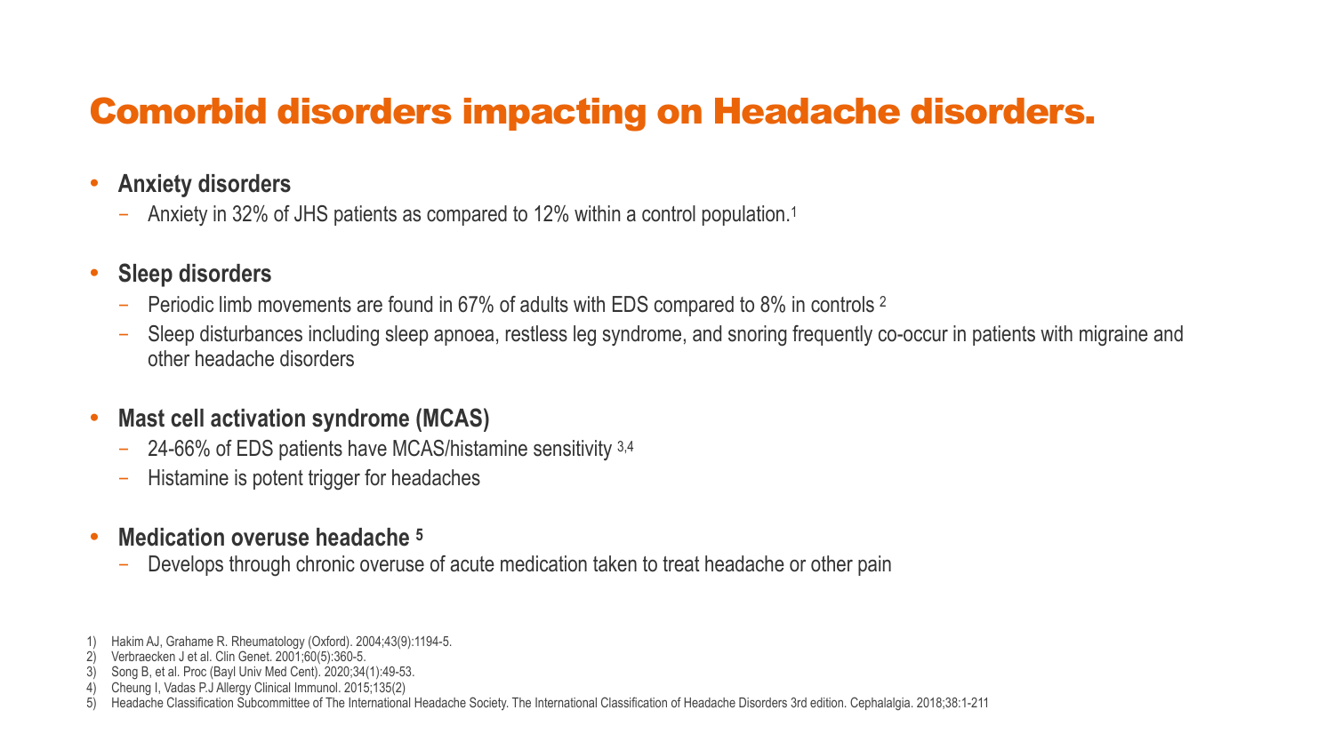# Comorbid disorders impacting on Headache disorders.

- **Anxiety disorders**
  - Anxiety in 32% of JHS patients as compared to 12% within a control population.[1]
- **Sleep disorders**
  - Periodic limb movements are found in 67% of adults with EDS compared to 8% in controls [2]
  - Sleep disturbances including sleep apnoea, restless leg syndrome, and snoring frequently co-occur in patients with migraine and other headache disorders
- **Mast cell activation syndrome (MCAS)**
  - 24-66% of EDS patients have MCAS/histamine sensitivity [3,4]
  - Histamine is potent trigger for headaches
- **Medication overuse headache [5]**
  - Develops through chronic overuse of acute medication taken to treat headache or other pain

1) Hakim AJ, Grahame R. Rheumatology (Oxford). 2004;43(9):1194-5.
2) Verbraecken J et al. Clin Genet. 2001;60(5):360-5.
3) Song B, et al. Proc (Bayl Univ Med Cent). 2020;34(1):49-53.
4) Cheung I, Vadas P.J Allergy Clinical Immunol. 2015;135(2)
5) Headache Classification Subcommittee of The International Headache Society. The International Classification of Headache Disorders 3rd edition. Cephalalgia. 2018;38:1-211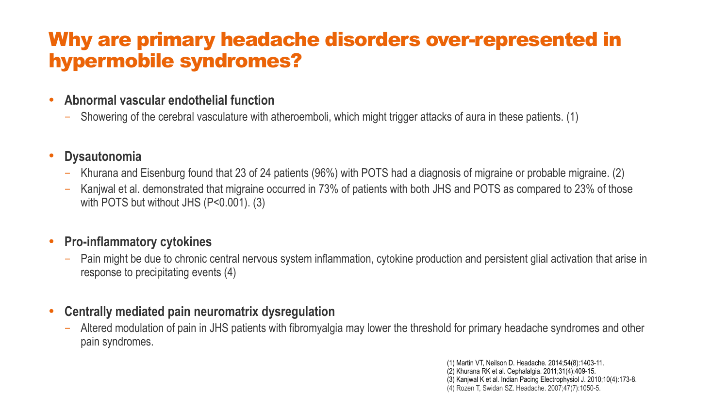# Why are primary headache disorders over-represented in hypermobile syndromes?

- **Abnormal vascular endothelial function**
  - Showering of the cerebral vasculature with atheroemboli, which might trigger attacks of aura in these patients. (1)

- **Dysautonomia**
  - Khurana and Eisenburg found that 23 of 24 patients (96%) with POTS had a diagnosis of migraine or probable migraine. (2)
  - Kanjwal et al. demonstrated that migraine occurred in 73% of patients with both JHS and POTS as compared to 23% of those with POTS but without JHS (P<0.001). (3)

- **Pro-inflammatory cytokines**
  - Pain might be due to chronic central nervous system inflammation, cytokine production and persistent glial activation that arise in response to precipitating events (4)

- **Centrally mediated pain neuromatrix dysregulation**
  - Altered modulation of pain in JHS patients with fibromyalgia may lower the threshold for primary headache syndromes and other pain syndromes.

(1) Martin VT, Neilson D. Headache. 2014;54(8):1403-11.
(2) Khurana RK et al. Cephalalgia. 2011;31(4):409-15.
(3) Kanjwal K et al. Indian Pacing Electrophysiol J. 2010;10(4):173-8.
(4) Rozen T, Swidan SZ. Headache. 2007;47(7):1050-5.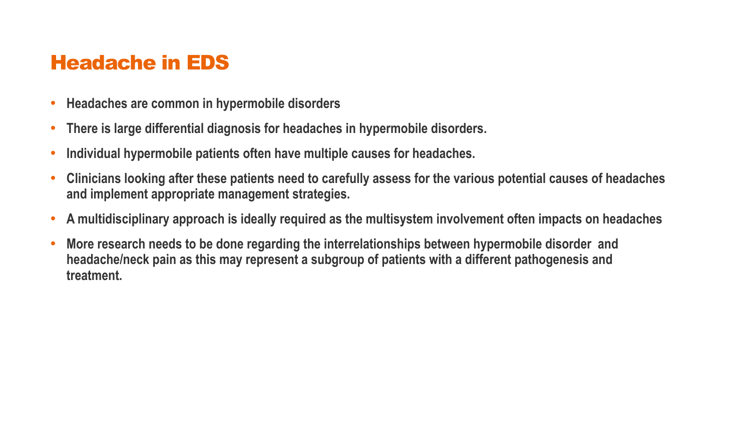# Headache in EDS

- **Headaches are common in hypermobile disorders**
- **There is large differential diagnosis for headaches in hypermobile disorders.**
- **Individual hypermobile patients often have multiple causes for headaches.**
- **Clinicians looking after these patients need to carefully assess for the various potential causes of headaches and implement appropriate management strategies.**
- **A multidisciplinary approach is ideally required as the multisystem involvement often impacts on headaches**
- **More research needs to be done regarding the interrelationships between hypermobile disorder and headache/neck pain as this may represent a subgroup of patients with a different pathogenesis and treatment.**